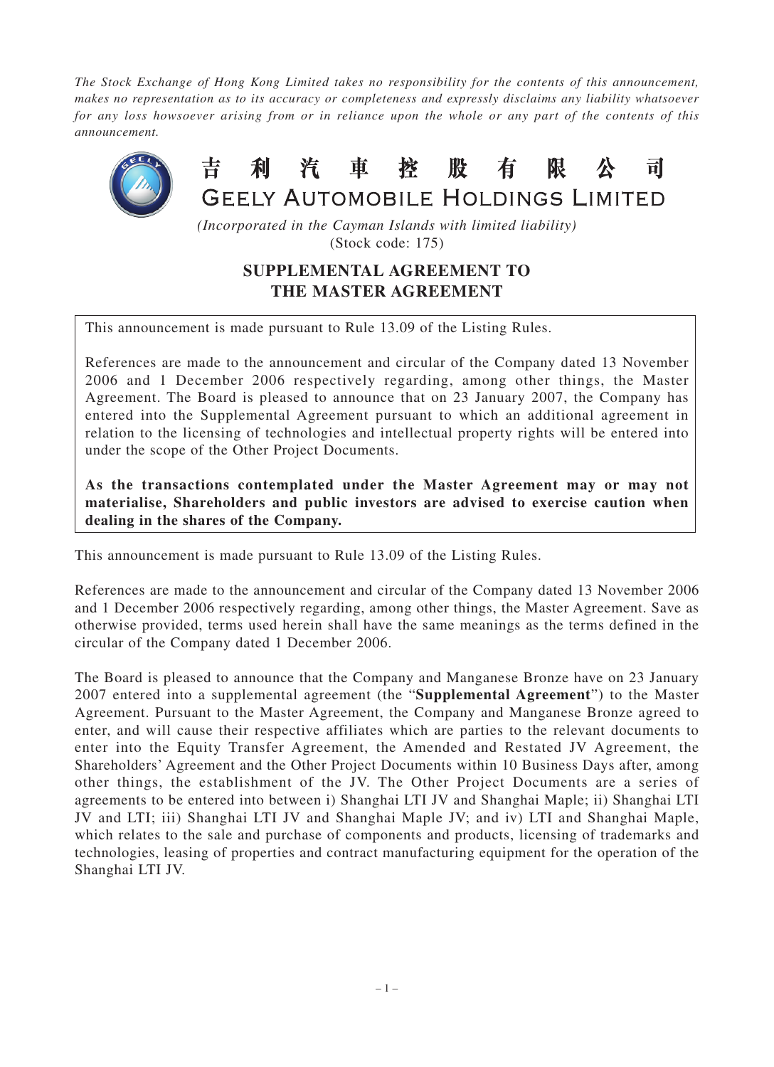*The Stock Exchange of Hong Kong Limited takes no responsibility for the contents of this announcement, makes no representation as to its accuracy or completeness and expressly disclaims any liability whatsoever for any loss howsoever arising from or in reliance upon the whole or any part of the contents of this announcement.*

# 吉利汽車控股有限公司
# GEELY AUTOMOBILE HOLDINGS LIMITED

*(Incorporated in the Cayman Islands with limited liability)*
(Stock code: 175)

## SUPPLEMENTAL AGREEMENT TO THE MASTER AGREEMENT

This announcement is made pursuant to Rule 13.09 of the Listing Rules.

References are made to the announcement and circular of the Company dated 13 November 2006 and 1 December 2006 respectively regarding, among other things, the Master Agreement. The Board is pleased to announce that on 23 January 2007, the Company has entered into the Supplemental Agreement pursuant to which an additional agreement in relation to the licensing of technologies and intellectual property rights will be entered into under the scope of the Other Project Documents.

**As the transactions contemplated under the Master Agreement may or may not materialise, Shareholders and public investors are advised to exercise caution when dealing in the shares of the Company.**

This announcement is made pursuant to Rule 13.09 of the Listing Rules.

References are made to the announcement and circular of the Company dated 13 November 2006 and 1 December 2006 respectively regarding, among other things, the Master Agreement. Save as otherwise provided, terms used herein shall have the same meanings as the terms defined in the circular of the Company dated 1 December 2006.

The Board is pleased to announce that the Company and Manganese Bronze have on 23 January 2007 entered into a supplemental agreement (the "**Supplemental Agreement**") to the Master Agreement. Pursuant to the Master Agreement, the Company and Manganese Bronze agreed to enter, and will cause their respective affiliates which are parties to the relevant documents to enter into the Equity Transfer Agreement, the Amended and Restated JV Agreement, the Shareholders' Agreement and the Other Project Documents within 10 Business Days after, among other things, the establishment of the JV. The Other Project Documents are a series of agreements to be entered into between i) Shanghai LTI JV and Shanghai Maple; ii) Shanghai LTI JV and LTI; iii) Shanghai LTI JV and Shanghai Maple JV; and iv) LTI and Shanghai Maple, which relates to the sale and purchase of components and products, licensing of trademarks and technologies, leasing of properties and contract manufacturing equipment for the operation of the Shanghai LTI JV.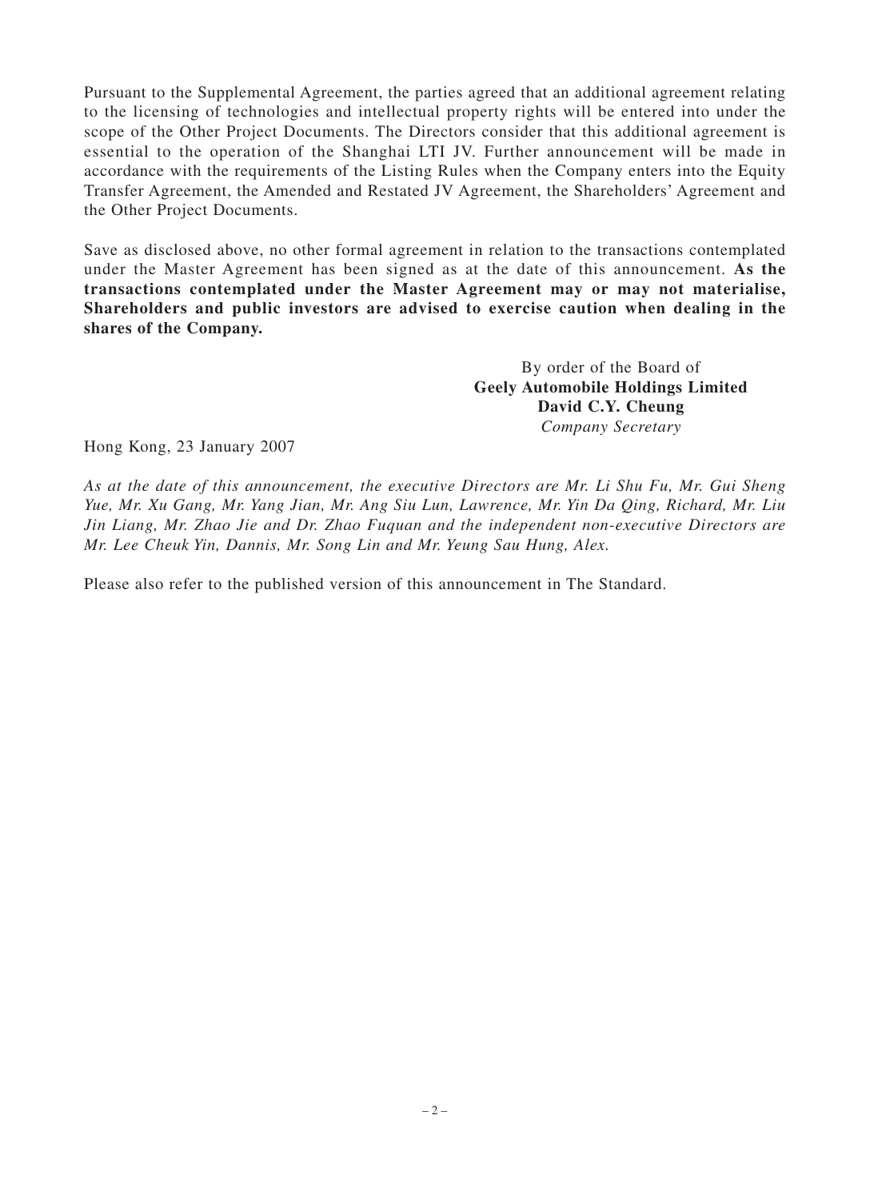Pursuant to the Supplemental Agreement, the parties agreed that an additional agreement relating to the licensing of technologies and intellectual property rights will be entered into under the scope of the Other Project Documents. The Directors consider that this additional agreement is essential to the operation of the Shanghai LTI JV. Further announcement will be made in accordance with the requirements of the Listing Rules when the Company enters into the Equity Transfer Agreement, the Amended and Restated JV Agreement, the Shareholders' Agreement and the Other Project Documents.

Save as disclosed above, no other formal agreement in relation to the transactions contemplated under the Master Agreement has been signed as at the date of this announcement. **As the transactions contemplated under the Master Agreement may or may not materialise, Shareholders and public investors are advised to exercise caution when dealing in the shares of the Company.**

By order of the Board of
**Geely Automobile Holdings Limited**
**David C.Y. Cheung**
*Company Secretary*

Hong Kong, 23 January 2007

*As at the date of this announcement, the executive Directors are Mr. Li Shu Fu, Mr. Gui Sheng Yue, Mr. Xu Gang, Mr. Yang Jian, Mr. Ang Siu Lun, Lawrence, Mr. Yin Da Qing, Richard, Mr. Liu Jin Liang, Mr. Zhao Jie and Dr. Zhao Fuquan and the independent non-executive Directors are Mr. Lee Cheuk Yin, Dannis, Mr. Song Lin and Mr. Yeung Sau Hung, Alex.*

Please also refer to the published version of this announcement in The Standard.